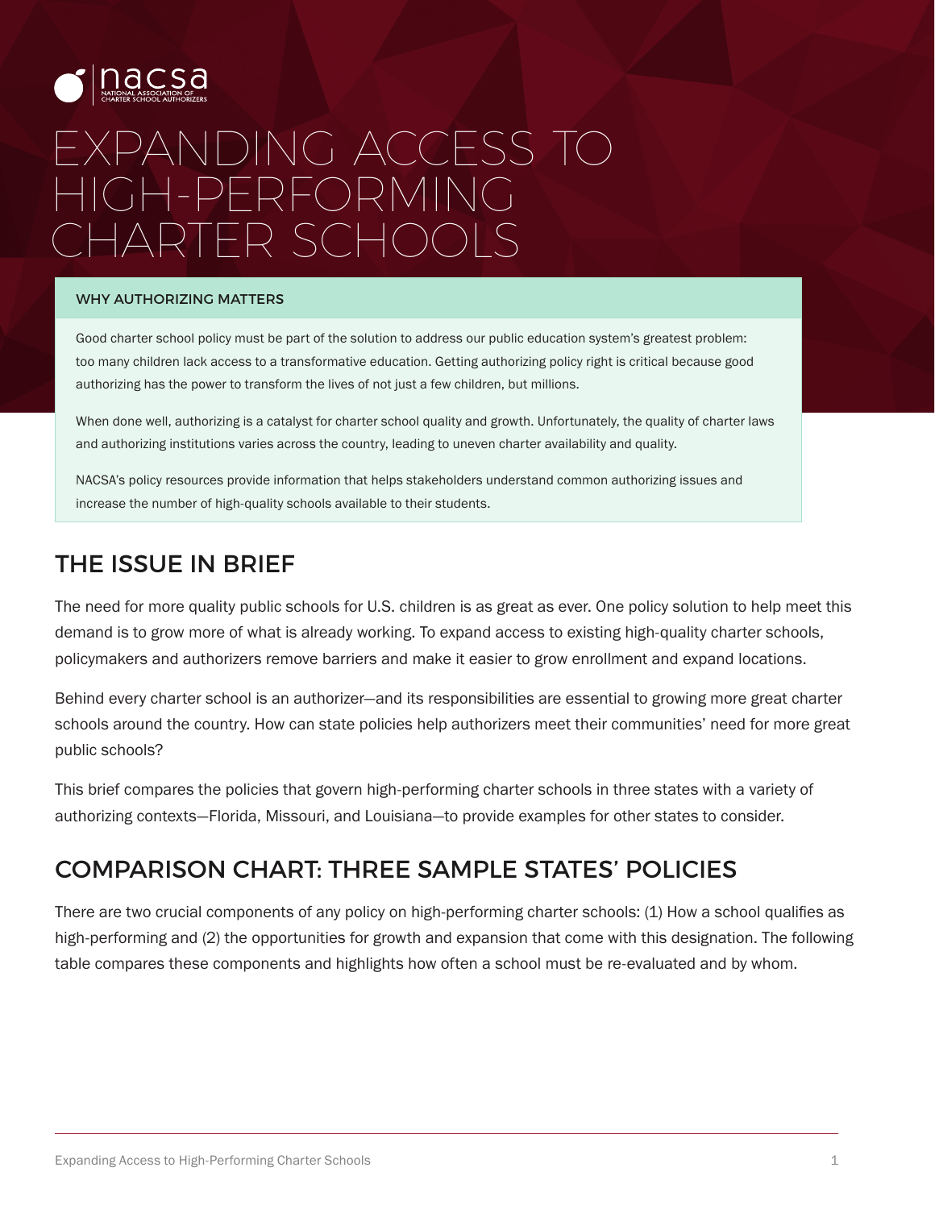nacsa
NATIONAL ASSOCIATION OF CHARTER SCHOOL AUTHORIZERS

# EXPANDING ACCESS TO HIGH-PERFORMING CHARTER SCHOOLS

**WHY AUTHORIZING MATTERS**

Good charter school policy must be part of the solution to address our public education system's greatest problem: too many children lack access to a transformative education. Getting authorizing policy right is critical because good authorizing has the power to transform the lives of not just a few children, but millions.

When done well, authorizing is a catalyst for charter school quality and growth. Unfortunately, the quality of charter laws and authorizing institutions varies across the country, leading to uneven charter availability and quality.

NACSA's policy resources provide information that helps stakeholders understand common authorizing issues and increase the number of high-quality schools available to their students.

## THE ISSUE IN BRIEF

The need for more quality public schools for U.S. children is as great as ever. One policy solution to help meet this demand is to grow more of what is already working. To expand access to existing high-quality charter schools, policymakers and authorizers remove barriers and make it easier to grow enrollment and expand locations.

Behind every charter school is an authorizer—and its responsibilities are essential to growing more great charter schools around the country. How can state policies help authorizers meet their communities' need for more great public schools?

This brief compares the policies that govern high-performing charter schools in three states with a variety of authorizing contexts—Florida, Missouri, and Louisiana—to provide examples for other states to consider.

## COMPARISON CHART: THREE SAMPLE STATES' POLICIES

There are two crucial components of any policy on high-performing charter schools: (1) How a school qualifies as high-performing and (2) the opportunities for growth and expansion that come with this designation. The following table compares these components and highlights how often a school must be re-evaluated and by whom.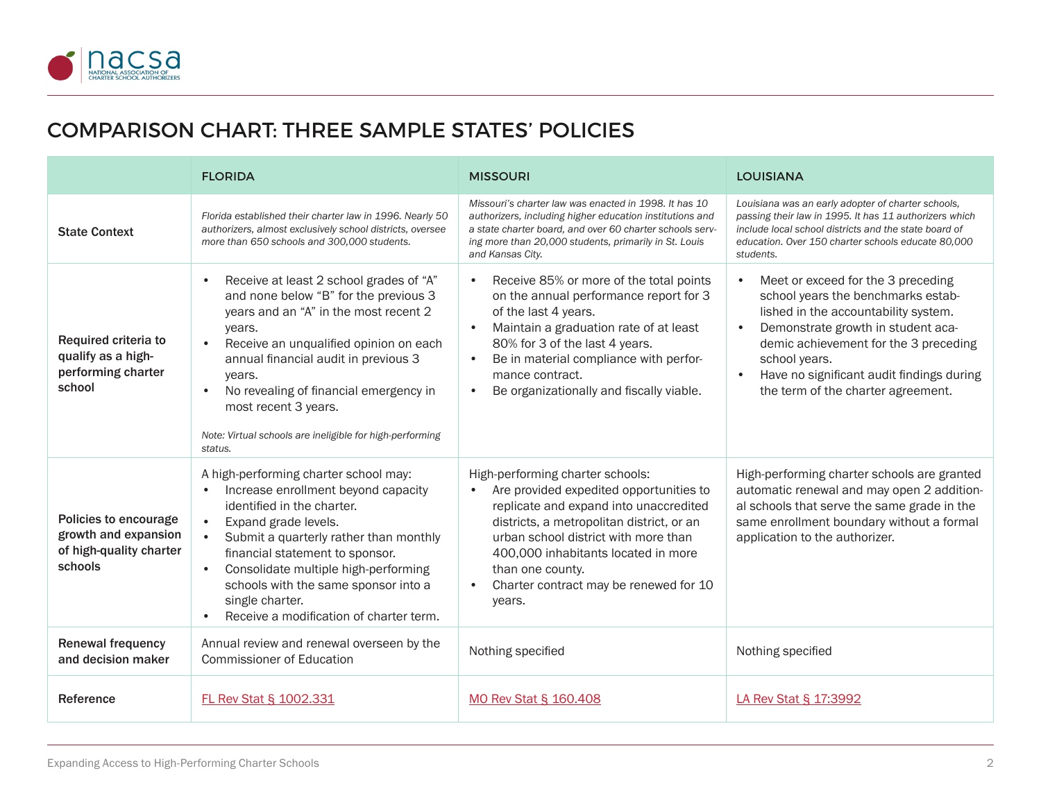# COMPARISON CHART: THREE SAMPLE STATES' POLICIES

| | FLORIDA | MISSOURI | LOUISIANA |
|---|---|---|---|
| **State Context** | *Florida established their charter law in 1996. Nearly 50 authorizers, almost exclusively school districts, oversee more than 650 schools and 300,000 students.* | *Missouri's charter law was enacted in 1998. It has 10 authorizers, including higher education institutions and a state charter board, and over 60 charter schools serving more than 20,000 students, primarily in St. Louis and Kansas City.* | *Louisiana was an early adopter of charter schools, passing their law in 1995. It has 11 authorizers which include local school districts and the state board of education. Over 150 charter schools educate 80,000 students.* |
| **Required criteria to qualify as a high-performing charter school** | • Receive at least 2 school grades of "A" and none below "B" for the previous 3 years and an "A" in the most recent 2 years.<br>• Receive an unqualified opinion on each annual financial audit in previous 3 years.<br>• No revealing of financial emergency in most recent 3 years.<br><br>*Note: Virtual schools are ineligible for high-performing status.* | • Receive 85% or more of the total points on the annual performance report for 3 of the last 4 years.<br>• Maintain a graduation rate of at least 80% for 3 of the last 4 years.<br>• Be in material compliance with performance contract.<br>• Be organizationally and fiscally viable. | • Meet or exceed for the 3 preceding school years the benchmarks established in the accountability system.<br>• Demonstrate growth in student academic achievement for the 3 preceding school years.<br>• Have no significant audit findings during the term of the charter agreement. |
| **Policies to encourage growth and expansion of high-quality charter schools** | A high-performing charter school may:<br>• Increase enrollment beyond capacity identified in the charter.<br>• Expand grade levels.<br>• Submit a quarterly rather than monthly financial statement to sponsor.<br>• Consolidate multiple high-performing schools with the same sponsor into a single charter.<br>• Receive a modification of charter term. | High-performing charter schools:<br>• Are provided expedited opportunities to replicate and expand into unaccredited districts, a metropolitan district, or an urban school district with more than 400,000 inhabitants located in more than one county.<br>• Charter contract may be renewed for 10 years. | High-performing charter schools are granted automatic renewal and may open 2 additional schools that serve the same grade in the same enrollment boundary without a formal application to the authorizer. |
| **Renewal frequency and decision maker** | Annual review and renewal overseen by the Commissioner of Education | Nothing specified | Nothing specified |
| **Reference** | FL Rev Stat § 1002.331 | MO Rev Stat § 160.408 | LA Rev Stat § 17:3992 |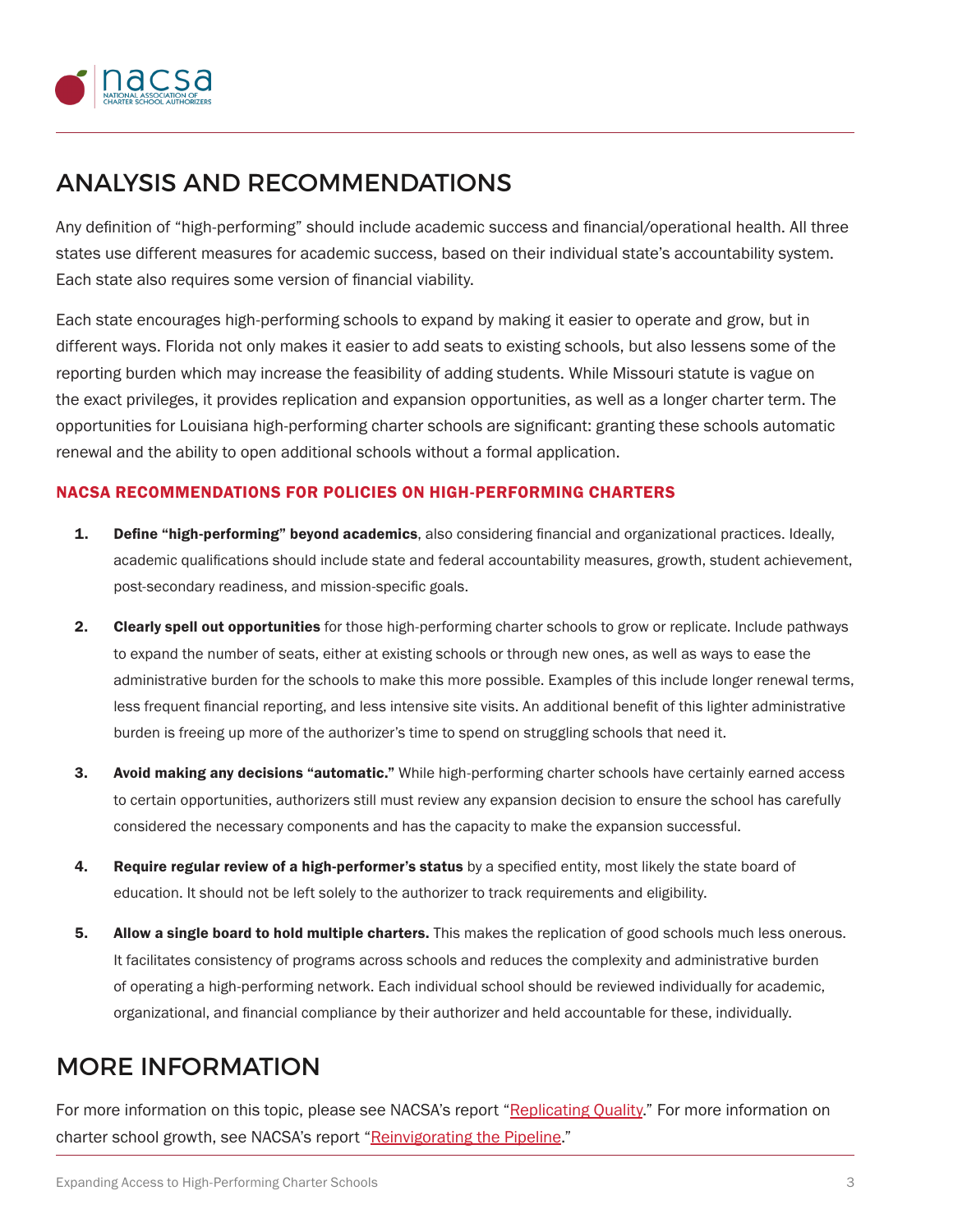## ANALYSIS AND RECOMMENDATIONS

Any definition of "high-performing" should include academic success and financial/operational health. All three states use different measures for academic success, based on their individual state's accountability system. Each state also requires some version of financial viability.

Each state encourages high-performing schools to expand by making it easier to operate and grow, but in different ways. Florida not only makes it easier to add seats to existing schools, but also lessens some of the reporting burden which may increase the feasibility of adding students. While Missouri statute is vague on the exact privileges, it provides replication and expansion opportunities, as well as a longer charter term. The opportunities for Louisiana high-performing charter schools are significant: granting these schools automatic renewal and the ability to open additional schools without a formal application.

### NACSA RECOMMENDATIONS FOR POLICIES ON HIGH-PERFORMING CHARTERS

1. **Define "high-performing" beyond academics**, also considering financial and organizational practices. Ideally, academic qualifications should include state and federal accountability measures, growth, student achievement, post-secondary readiness, and mission-specific goals.

2. **Clearly spell out opportunities** for those high-performing charter schools to grow or replicate. Include pathways to expand the number of seats, either at existing schools or through new ones, as well as ways to ease the administrative burden for the schools to make this more possible. Examples of this include longer renewal terms, less frequent financial reporting, and less intensive site visits. An additional benefit of this lighter administrative burden is freeing up more of the authorizer's time to spend on struggling schools that need it.

3. **Avoid making any decisions "automatic."** While high-performing charter schools have certainly earned access to certain opportunities, authorizers still must review any expansion decision to ensure the school has carefully considered the necessary components and has the capacity to make the expansion successful.

4. **Require regular review of a high-performer's status** by a specified entity, most likely the state board of education. It should not be left solely to the authorizer to track requirements and eligibility.

5. **Allow a single board to hold multiple charters.** This makes the replication of good schools much less onerous. It facilitates consistency of programs across schools and reduces the complexity and administrative burden of operating a high-performing network. Each individual school should be reviewed individually for academic, organizational, and financial compliance by their authorizer and held accountable for these, individually.

## MORE INFORMATION

For more information on this topic, please see NACSA's report "Replicating Quality." For more information on charter school growth, see NACSA's report "Reinvigorating the Pipeline."